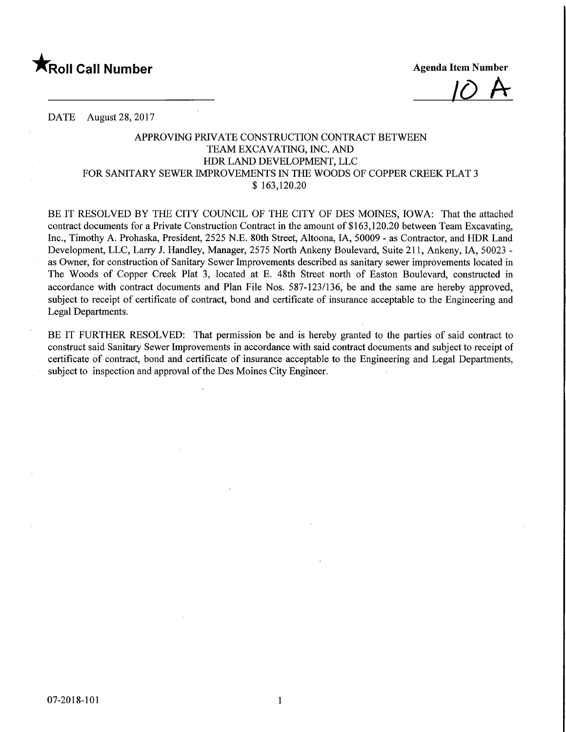★**Roll Call Number**

**Agenda Item Number**

10 A

DATE August 28, 2017

APPROVING PRIVATE CONSTRUCTION CONTRACT BETWEEN
TEAM EXCAVATING, INC. AND
HDR LAND DEVELOPMENT, LLC
FOR SANITARY SEWER IMPROVEMENTS IN THE WOODS OF COPPER CREEK PLAT 3
$ 163,120.20

BE IT RESOLVED BY THE CITY COUNCIL OF THE CITY OF DES MOINES, IOWA: That the attached contract documents for a Private Construction Contract in the amount of $163,120.20 between Team Excavating, Inc., Timothy A. Prohaska, President, 2525 N.E. 80th Street, Altoona, IA, 50009 - as Contractor, and HDR Land Development, LLC, Larry J. Handley, Manager, 2575 North Ankeny Boulevard, Suite 211, Ankeny, IA, 50023 - as Owner, for construction of Sanitary Sewer Improvements described as sanitary sewer improvements located in The Woods of Copper Creek Plat 3, located at E. 48th Street north of Easton Boulevard, constructed in accordance with contract documents and Plan File Nos. 587-123/136, be and the same are hereby approved, subject to receipt of certificate of contract, bond and certificate of insurance acceptable to the Engineering and Legal Departments.

BE IT FURTHER RESOLVED: That permission be and is hereby granted to the parties of said contract to construct said Sanitary Sewer Improvements in accordance with said contract documents and subject to receipt of certificate of contract, bond and certificate of insurance acceptable to the Engineering and Legal Departments, subject to inspection and approval of the Des Moines City Engineer.

07-2018-101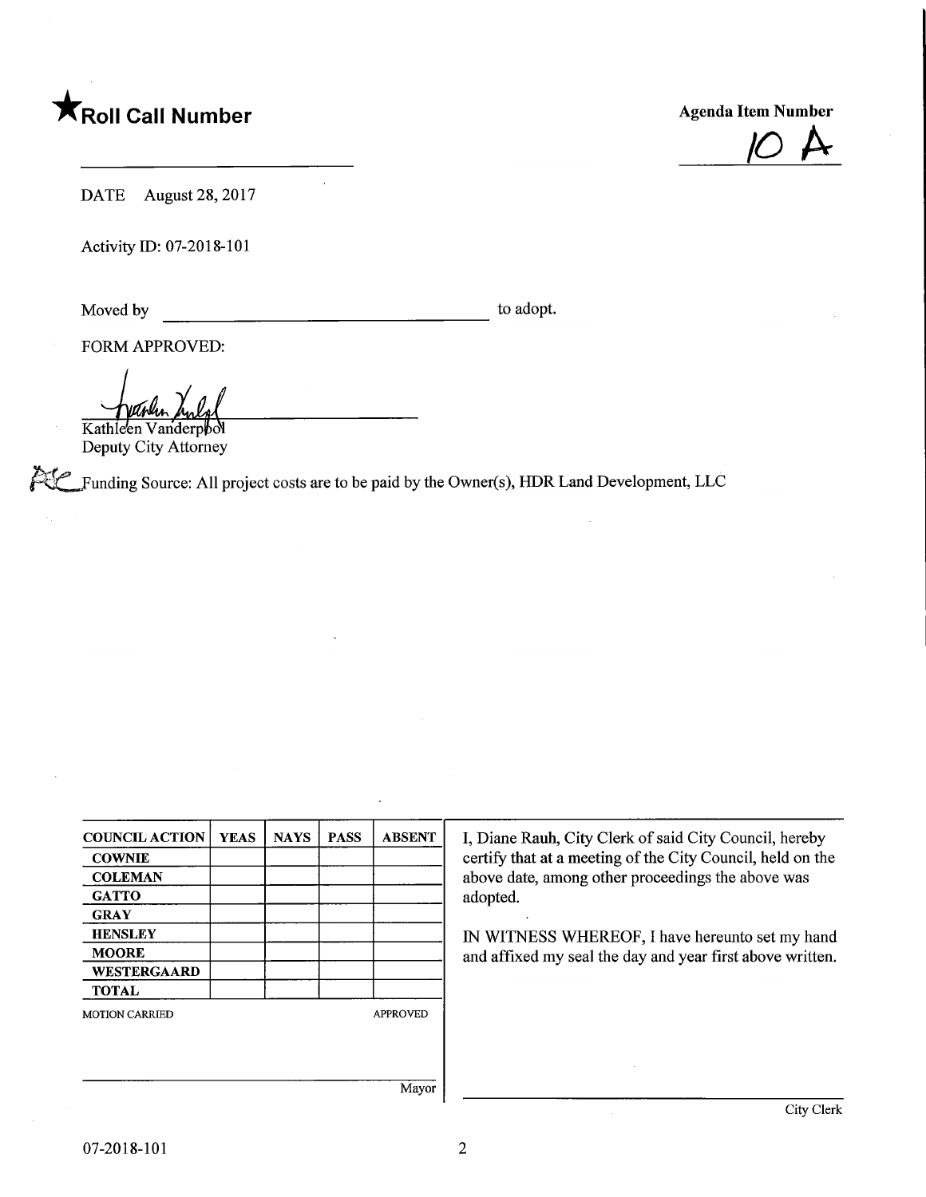★**Roll Call Number**

**Agenda Item Number**

10 A

DATE August 28, 2017

Activity ID: 07-2018-101

Moved by ______________________________ to adopt.

FORM APPROVED:

Kathleen Vanderpool
Deputy City Attorney

Funding Source: All project costs are to be paid by the Owner(s), HDR Land Development, LLC

| COUNCIL ACTION | YEAS | NAYS | PASS | ABSENT |
|---|---|---|---|---|
| COWNIE | | | | |
| COLEMAN | | | | |
| GATTO | | | | |
| GRAY | | | | |
| HENSLEY | | | | |
| MOORE | | | | |
| WESTERGAARD | | | | |
| TOTAL | | | | |

MOTION CARRIED APPROVED

______________________________
Mayor

I, Diane Rauh, City Clerk of said City Council, hereby certify that at a meeting of the City Council, held on the above date, among other proceedings the above was adopted.

IN WITNESS WHEREOF, I have hereunto set my hand and affixed my seal the day and year first above written.

______________________________
City Clerk

07-2018-101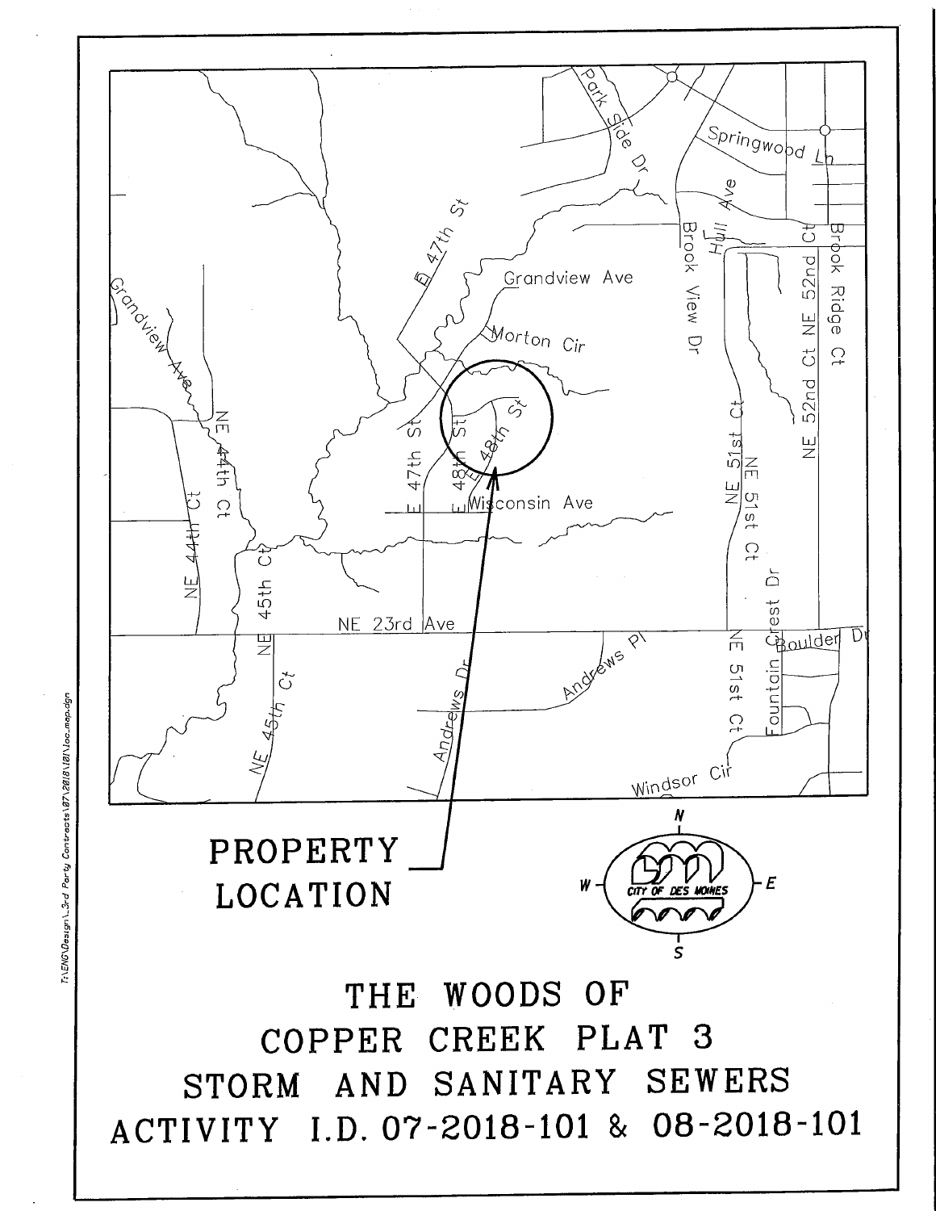Park Side Dr

Springwood Ln

Hull Ave

Brook View Dr

Brook Ridge Ct

NE 52nd Ct

NE 52nd Ct

E 47th St

Grandview Ave

Morton Cir

Grandview Ave

NE 44th Ct

E 47th St

E 48th St

E 48th St

Wisconsin Ave

NE 51st Ct

NE 51st Ct

NE 44th Ct

NE 45th Ct

NE 23rd Ave

Fountain Crest Dr

Boulder Dr

Andrews Pl

Andrews Dr

NE 45th Ct

NE 51st Ct

Fountain Crest Dr

Windsor Cir

PROPERTY LOCATION

N

W

E

S

CITY OF DES MOINES

# THE WOODS OF COPPER CREEK PLAT 3 STORM AND SANITARY SEWERS ACTIVITY I.D. 07-2018-101 & 08-2018-101

T:\ENG\Design\_3rd Party Contracts\07\2018\101\loc_map.dgn